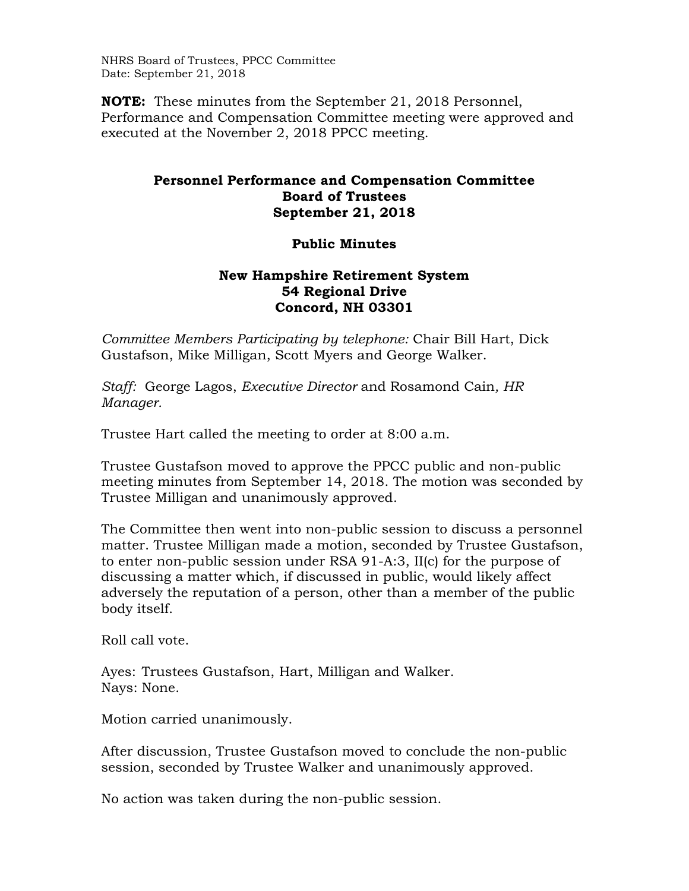NHRS Board of Trustees, PPCC Committee
Date: September 21, 2018

**NOTE:** These minutes from the September 21, 2018 Personnel, Performance and Compensation Committee meeting were approved and executed at the November 2, 2018 PPCC meeting.

# Personnel Performance and Compensation Committee
## Board of Trustees
## September 21, 2018

## Public Minutes

## New Hampshire Retirement System
## 54 Regional Drive
## Concord, NH 03301

*Committee Members Participating by telephone:* Chair Bill Hart, Dick Gustafson, Mike Milligan, Scott Myers and George Walker.

*Staff:* George Lagos, *Executive Director* and Rosamond Cain, *HR Manager.*

Trustee Hart called the meeting to order at 8:00 a.m.

Trustee Gustafson moved to approve the PPCC public and non-public meeting minutes from September 14, 2018. The motion was seconded by Trustee Milligan and unanimously approved.

The Committee then went into non-public session to discuss a personnel matter. Trustee Milligan made a motion, seconded by Trustee Gustafson, to enter non-public session under RSA 91-A:3, II(c) for the purpose of discussing a matter which, if discussed in public, would likely affect adversely the reputation of a person, other than a member of the public body itself.

Roll call vote.

Ayes: Trustees Gustafson, Hart, Milligan and Walker.
Nays: None.

Motion carried unanimously.

After discussion, Trustee Gustafson moved to conclude the non-public session, seconded by Trustee Walker and unanimously approved.

No action was taken during the non-public session.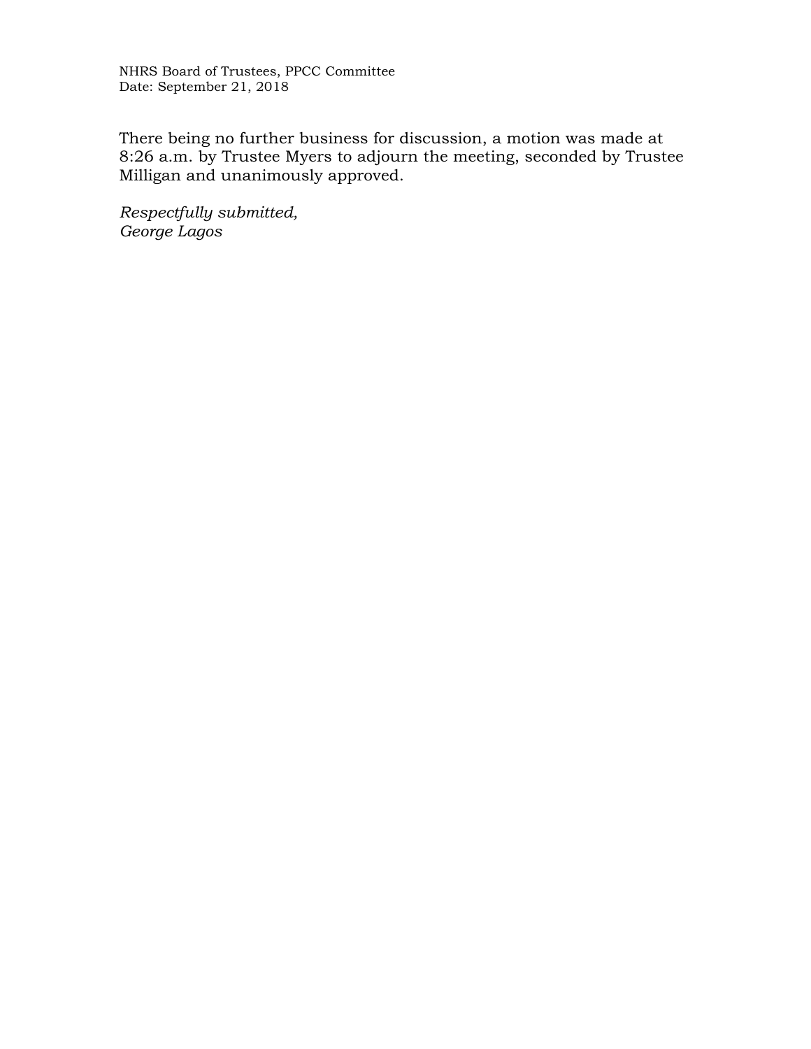There being no further business for discussion, a motion was made at 8:26 a.m. by Trustee Myers to adjourn the meeting, seconded by Trustee Milligan and unanimously approved.

*Respectfully submitted,*
*George Lagos*